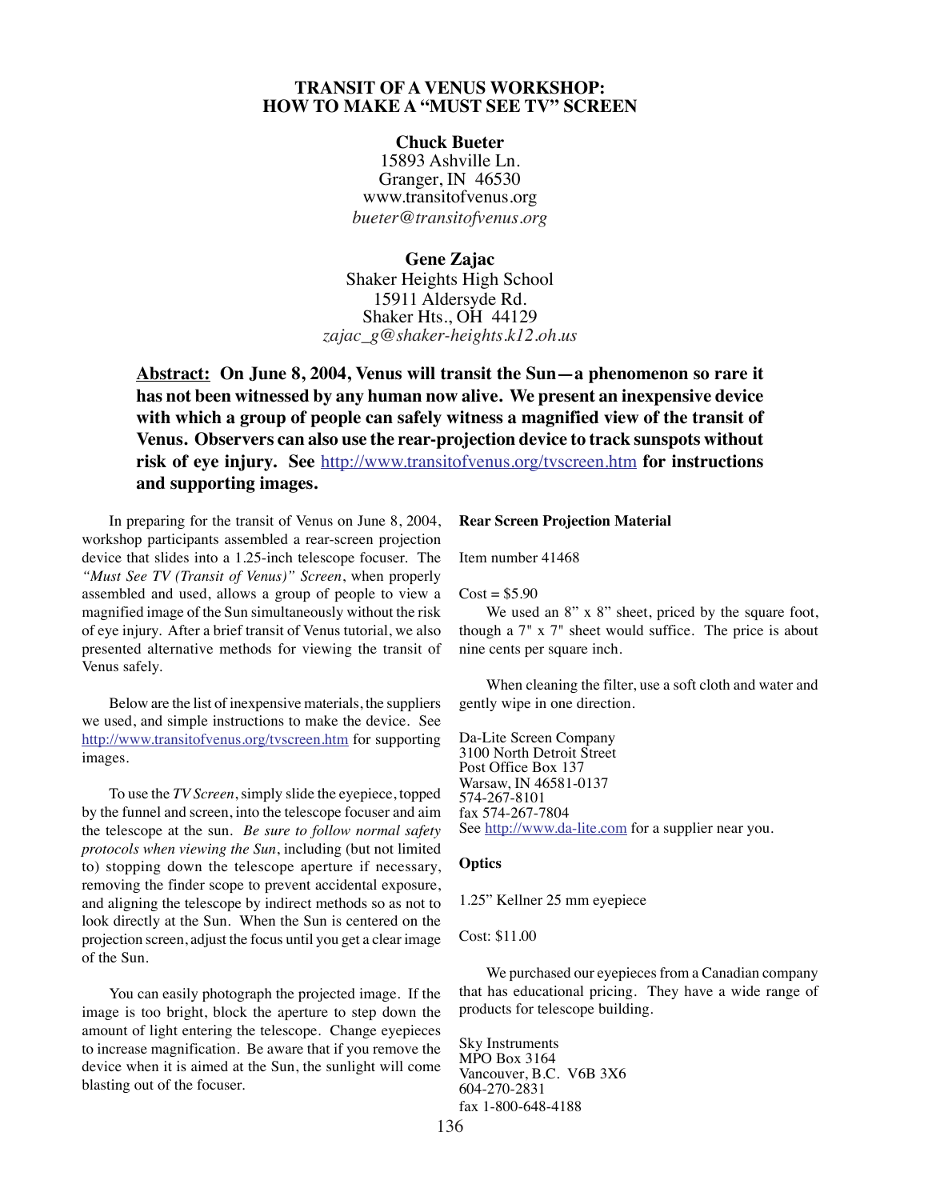# TRANSIT OF A VENUS WORKSHOP: HOW TO MAKE A "MUST SEE TV" SCREEN

**Chuck Bueter**
15893 Ashville Ln.
Granger, IN 46530
www.transitofvenus.org
*bueter@transitofvenus.org*

**Gene Zajac**
Shaker Heights High School
15911 Aldersyde Rd.
Shaker Hts., OH 44129
*zajac_g@shaker-heights.k12.oh.us*

**Abstract: On June 8, 2004, Venus will transit the Sun—a phenomenon so rare it has not been witnessed by any human now alive. We present an inexpensive device with which a group of people can safely witness a magnified view of the transit of Venus. Observers can also use the rear-projection device to track sunspots without risk of eye injury. See http://www.transitofvenus.org/tvscreen.htm for instructions and supporting images.**

In preparing for the transit of Venus on June 8, 2004, workshop participants assembled a rear-screen projection device that slides into a 1.25-inch telescope focuser. The *"Must See TV (Transit of Venus)" Screen*, when properly assembled and used, allows a group of people to view a magnified image of the Sun simultaneously without the risk of eye injury. After a brief transit of Venus tutorial, we also presented alternative methods for viewing the transit of Venus safely.

Below are the list of inexpensive materials, the suppliers we used, and simple instructions to make the device. See http://www.transitofvenus.org/tvscreen.htm for supporting images.

To use the *TV Screen*, simply slide the eyepiece, topped by the funnel and screen, into the telescope focuser and aim the telescope at the sun. *Be sure to follow normal safety protocols when viewing the Sun*, including (but not limited to) stopping down the telescope aperture if necessary, removing the finder scope to prevent accidental exposure, and aligning the telescope by indirect methods so as not to look directly at the Sun. When the Sun is centered on the projection screen, adjust the focus until you get a clear image of the Sun.

You can easily photograph the projected image. If the image is too bright, block the aperture to step down the amount of light entering the telescope. Change eyepieces to increase magnification. Be aware that if you remove the device when it is aimed at the Sun, the sunlight will come blasting out of the focuser.

**Rear Screen Projection Material**

Item number 41468

Cost = $5.90

We used an 8" x 8" sheet, priced by the square foot, though a 7" x 7" sheet would suffice. The price is about nine cents per square inch.

When cleaning the filter, use a soft cloth and water and gently wipe in one direction.

Da-Lite Screen Company
3100 North Detroit Street
Post Office Box 137
Warsaw, IN 46581-0137
574-267-8101
fax 574-267-7804
See http://www.da-lite.com for a supplier near you.

**Optics**

1.25" Kellner 25 mm eyepiece

Cost: $11.00

We purchased our eyepieces from a Canadian company that has educational pricing. They have a wide range of products for telescope building.

Sky Instruments
MPO Box 3164
Vancouver, B.C. V6B 3X6
604-270-2831
fax 1-800-648-4188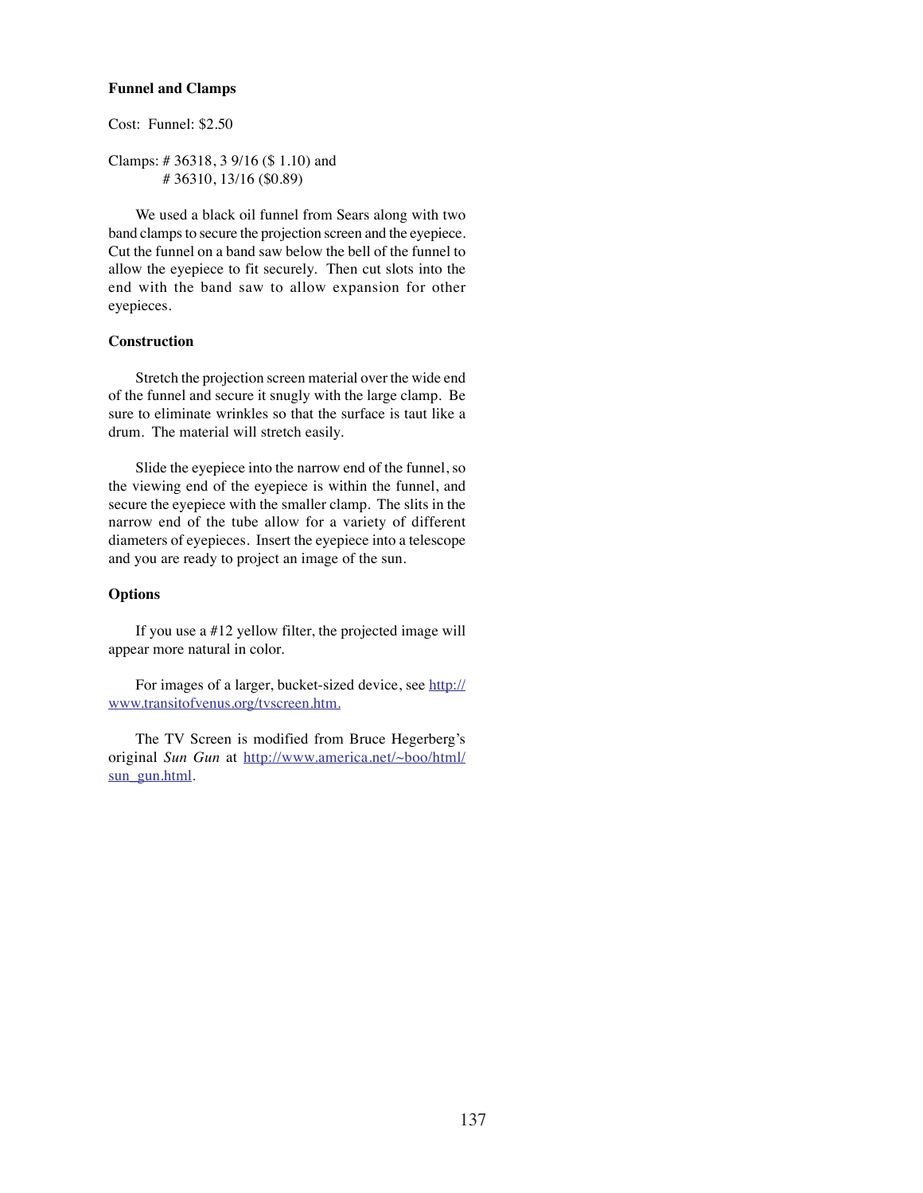### Funnel and Clamps

Cost: Funnel: $2.50

Clamps: # 36318, 3 9/16 ($ 1.10) and
# 36310, 13/16 ($0.89)

We used a black oil funnel from Sears along with two band clamps to secure the projection screen and the eyepiece. Cut the funnel on a band saw below the bell of the funnel to allow the eyepiece to fit securely. Then cut slots into the end with the band saw to allow expansion for other eyepieces.

### Construction

Stretch the projection screen material over the wide end of the funnel and secure it snugly with the large clamp. Be sure to eliminate wrinkles so that the surface is taut like a drum. The material will stretch easily.

Slide the eyepiece into the narrow end of the funnel, so the viewing end of the eyepiece is within the funnel, and secure the eyepiece with the smaller clamp. The slits in the narrow end of the tube allow for a variety of different diameters of eyepieces. Insert the eyepiece into a telescope and you are ready to project an image of the sun.

### Options

If you use a #12 yellow filter, the projected image will appear more natural in color.

For images of a larger, bucket-sized device, see http://www.transitofvenus.org/tvscreen.htm.

The TV Screen is modified from Bruce Hegerberg's original *Sun Gun* at http://www.america.net/~boo/html/sun_gun.html.